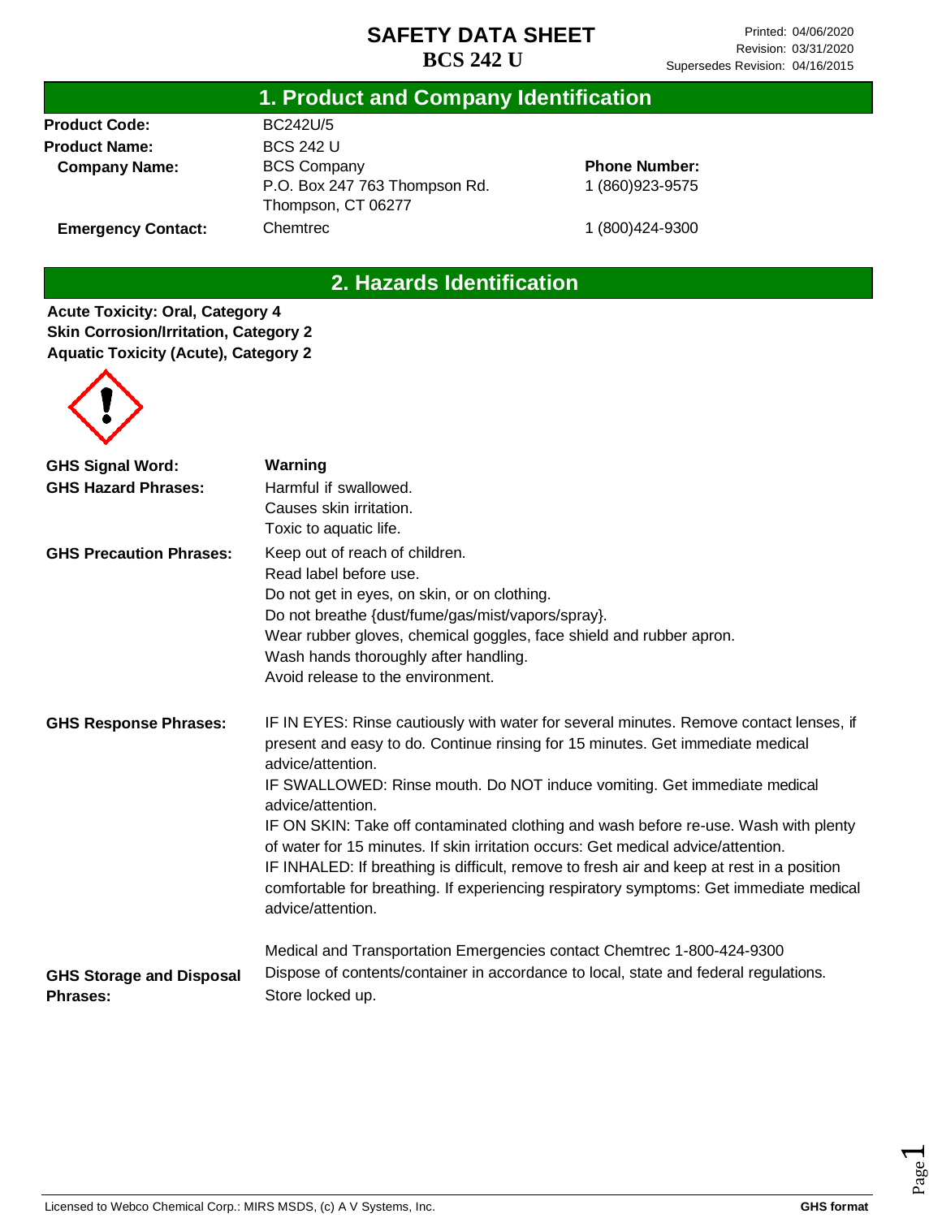# SAFETY DATA SHEET

## BCS 242 U

Printed: 04/06/2020
Revision: 03/31/2020
Supersedes Revision: 04/16/2015

## 1. Product and Company Identification

**Product Code:** BC242U/5

**Product Name:** BCS 242 U

**Company Name:** BCS Company
P.O. Box 247 763 Thompson Rd.
Thompson, CT 06277

**Phone Number:** 1 (860)923-9575

**Emergency Contact:** Chemtrec 1 (800)424-9300

## 2. Hazards Identification

**Acute Toxicity: Oral, Category 4**
**Skin Corrosion/Irritation, Category 2**
**Aquatic Toxicity (Acute), Category 2**

**GHS Signal Word:** **Warning**

**GHS Hazard Phrases:**
Harmful if swallowed.
Causes skin irritation.
Toxic to aquatic life.

**GHS Precaution Phrases:**
Keep out of reach of children.
Read label before use.
Do not get in eyes, on skin, or on clothing.
Do not breathe {dust/fume/gas/mist/vapors/spray}.
Wear rubber gloves, chemical goggles, face shield and rubber apron.
Wash hands thoroughly after handling.
Avoid release to the environment.

**GHS Response Phrases:**
IF IN EYES: Rinse cautiously with water for several minutes. Remove contact lenses, if present and easy to do. Continue rinsing for 15 minutes. Get immediate medical advice/attention.
IF SWALLOWED: Rinse mouth. Do NOT induce vomiting. Get immediate medical advice/attention.
IF ON SKIN: Take off contaminated clothing and wash before re-use. Wash with plenty of water for 15 minutes. If skin irritation occurs: Get medical advice/attention.
IF INHALED: If breathing is difficult, remove to fresh air and keep at rest in a position comfortable for breathing. If experiencing respiratory symptoms: Get immediate medical advice/attention.

Medical and Transportation Emergencies contact Chemtrec 1-800-424-9300

**GHS Storage and Disposal Phrases:**
Dispose of contents/container in accordance to local, state and federal regulations.
Store locked up.

Licensed to Webco Chemical Corp.: MIRS MSDS, (c) A V Systems, Inc. **GHS format**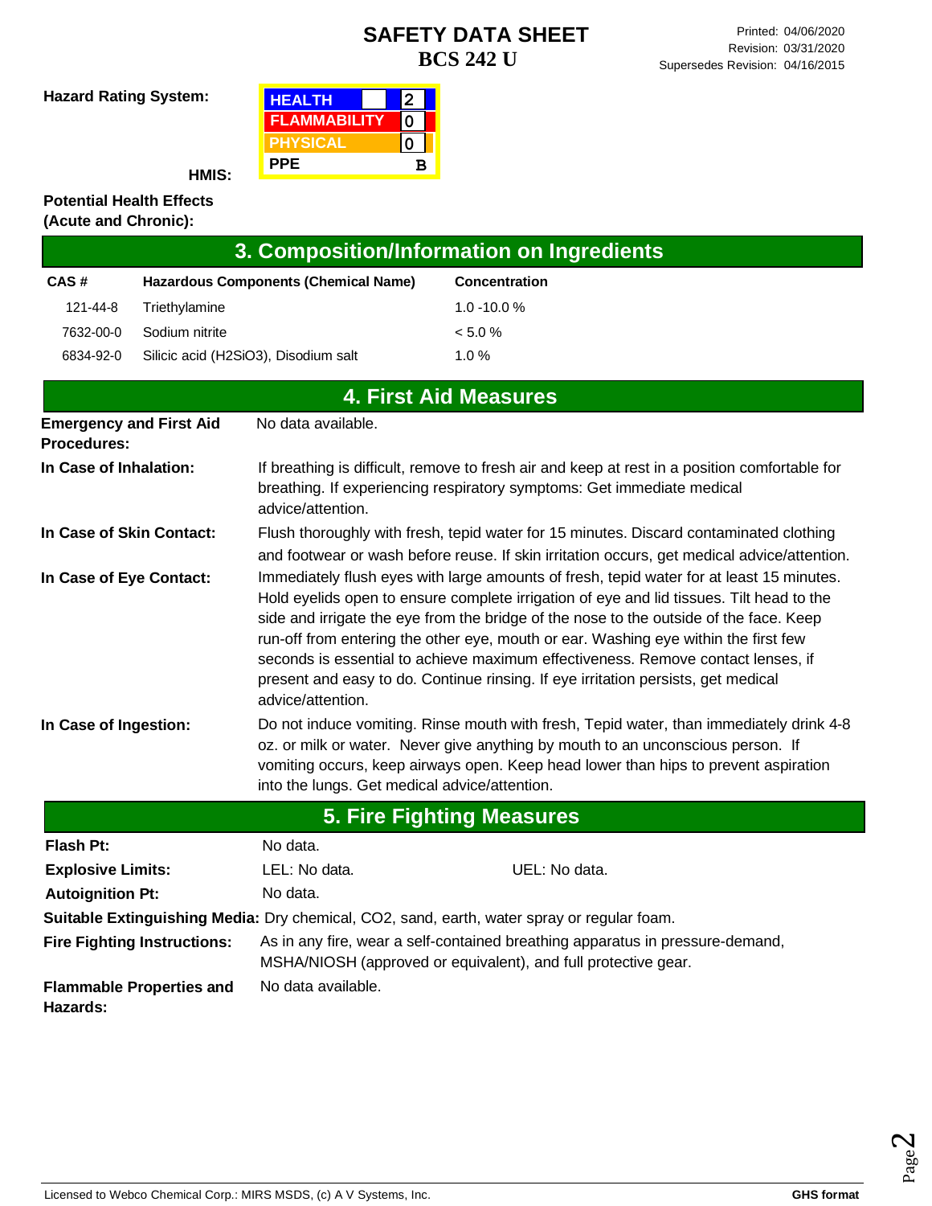# SAFETY DATA SHEET

**BCS 242 U**

Printed: 04/06/2020
Revision: 03/31/2020
Supersedes Revision: 04/16/2015

**Hazard Rating System:**

**HMIS:**

| HMIS | |
|---|---|
| HEALTH | 2 |
| FLAMMABILITY | 0 |
| PHYSICAL | 0 |
| PPE | B |

**Potential Health Effects (Acute and Chronic):**

## 3. Composition/Information on Ingredients

| CAS # | Hazardous Components (Chemical Name) | Concentration |
|---|---|---|
| 121-44-8 | Triethylamine | 1.0 -10.0 % |
| 7632-00-0 | Sodium nitrite | < 5.0 % |
| 6834-92-0 | Silicic acid ($H_2SiO_3$), Disodium salt | 1.0 % |

## 4. First Aid Measures

**Emergency and First Aid Procedures:** No data available.

**In Case of Inhalation:** If breathing is difficult, remove to fresh air and keep at rest in a position comfortable for breathing. If experiencing respiratory symptoms: Get immediate medical advice/attention.

**In Case of Skin Contact:** Flush thoroughly with fresh, tepid water for 15 minutes. Discard contaminated clothing and footwear or wash before reuse. If skin irritation occurs, get medical advice/attention.

**In Case of Eye Contact:** Immediately flush eyes with large amounts of fresh, tepid water for at least 15 minutes. Hold eyelids open to ensure complete irrigation of eye and lid tissues. Tilt head to the side and irrigate the eye from the bridge of the nose to the outside of the face. Keep run-off from entering the other eye, mouth or ear. Washing eye within the first few seconds is essential to achieve maximum effectiveness. Remove contact lenses, if present and easy to do. Continue rinsing. If eye irritation persists, get medical advice/attention.

**In Case of Ingestion:** Do not induce vomiting. Rinse mouth with fresh, Tepid water, than immediately drink 4-8 oz. or milk or water. Never give anything by mouth to an unconscious person. If vomiting occurs, keep airways open. Keep head lower than hips to prevent aspiration into the lungs. Get medical advice/attention.

## 5. Fire Fighting Measures

**Flash Pt:** No data.

**Explosive Limits:** LEL: No data. UEL: No data.

**Autoignition Pt:** No data.

**Suitable Extinguishing Media:** Dry chemical, $CO_2$, sand, earth, water spray or regular foam.

**Fire Fighting Instructions:** As in any fire, wear a self-contained breathing apparatus in pressure-demand, MSHA/NIOSH (approved or equivalent), and full protective gear.

**Flammable Properties and Hazards:** No data available.

Licensed to Webco Chemical Corp.: MIRS MSDS, (c) A V Systems, Inc. **GHS format**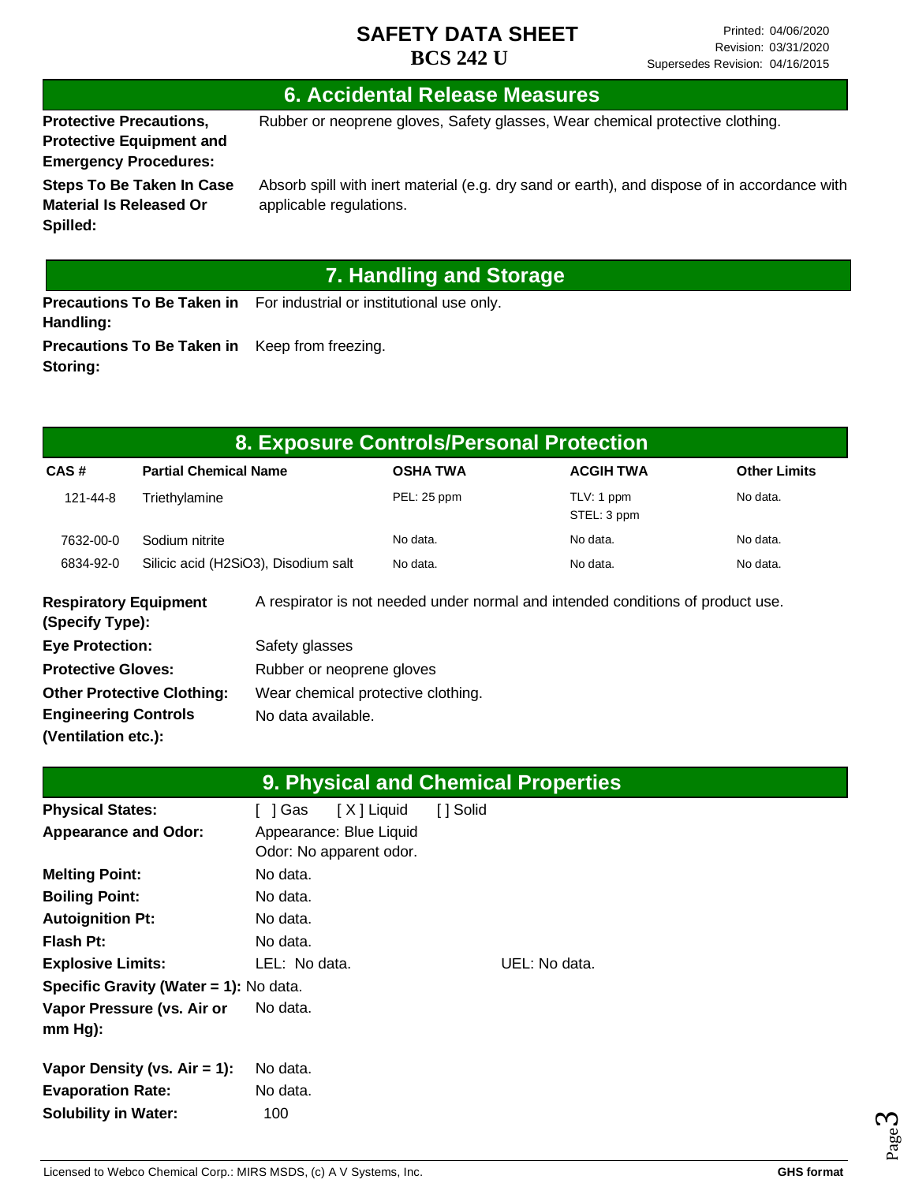## 6. Accidental Release Measures

**Protective Precautions, Protective Equipment and Emergency Procedures:** Rubber or neoprene gloves, Safety glasses, Wear chemical protective clothing.

**Steps To Be Taken In Case Material Is Released Or Spilled:** Absorb spill with inert material (e.g. dry sand or earth), and dispose of in accordance with applicable regulations.

## 7. Handling and Storage

**Precautions To Be Taken in Handling:** For industrial or institutional use only.

**Precautions To Be Taken in Storing:** Keep from freezing.

## 8. Exposure Controls/Personal Protection

| CAS # | Partial Chemical Name | OSHA TWA | ACGIH TWA | Other Limits |
|---|---|---|---|---|
| 121-44-8 | Triethylamine | PEL: 25 ppm | TLV: 1 ppm<br>STEL: 3 ppm | No data. |
| 7632-00-0 | Sodium nitrite | No data. | No data. | No data. |
| 6834-92-0 | Silicic acid ($H_2SiO_3$), Disodium salt | No data. | No data. | No data. |

**Respiratory Equipment (Specify Type):** A respirator is not needed under normal and intended conditions of product use.

**Eye Protection:** Safety glasses

**Protective Gloves:** Rubber or neoprene gloves

**Other Protective Clothing:** Wear chemical protective clothing.

**Engineering Controls (Ventilation etc.):** No data available.

## 9. Physical and Chemical Properties

**Physical States:** [ ] Gas [ X ] Liquid [ ] Solid

**Appearance and Odor:** Appearance: Blue Liquid
Odor: No apparent odor.

**Melting Point:** No data.

**Boiling Point:** No data.

**Autoignition Pt:** No data.

**Flash Pt:** No data.

**Explosive Limits:** LEL: No data. UEL: No data.

**Specific Gravity (Water = 1):** No data.

**Vapor Pressure (vs. Air or mm Hg):** No data.

**Vapor Density (vs. Air = 1):** No data.

**Evaporation Rate:** No data.

**Solubility in Water:** 100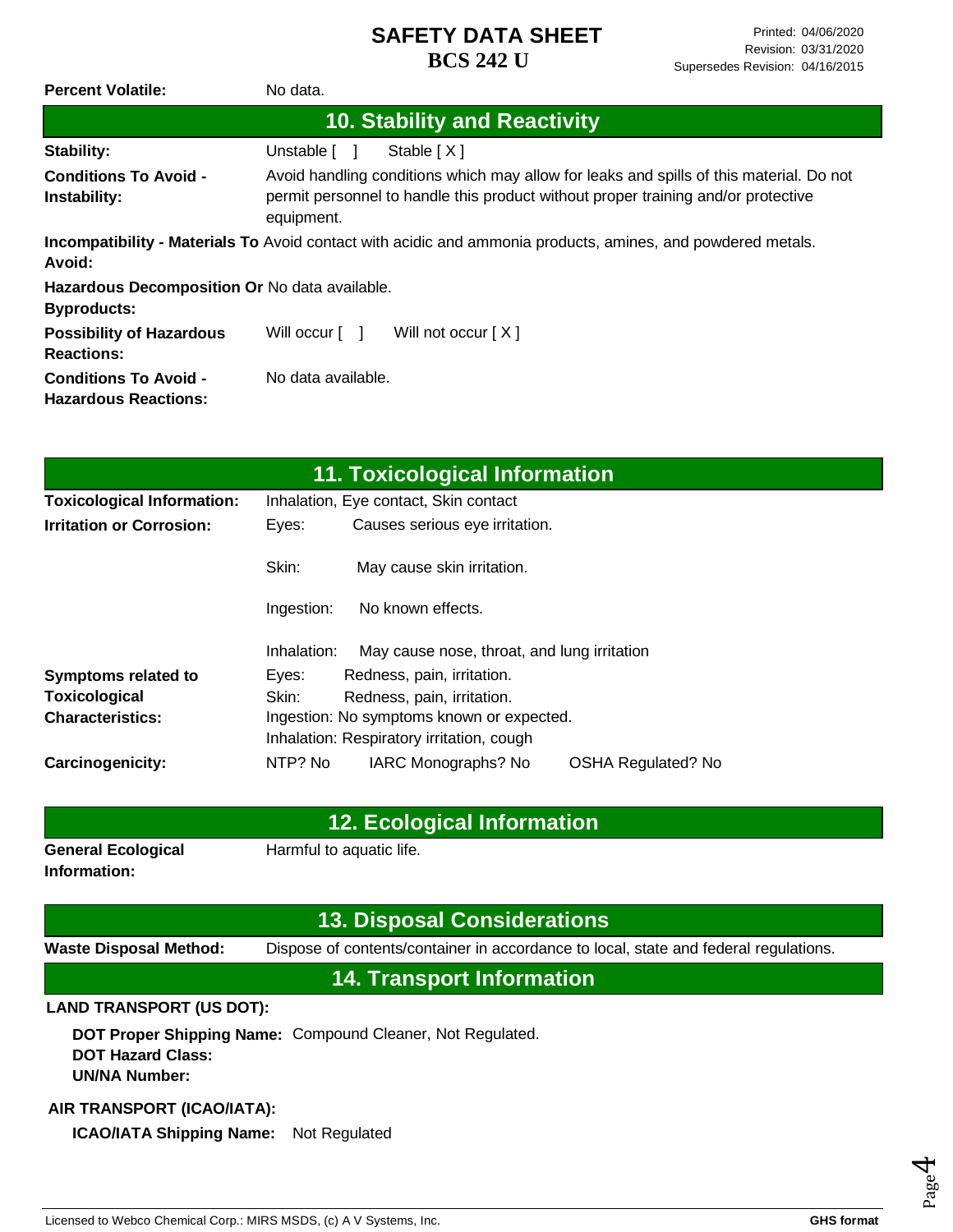**Percent Volatile:** No data.

## 10. Stability and Reactivity

**Stability:** Unstable [ ] Stable [ X ]

**Conditions To Avoid - Instability:** Avoid handling conditions which may allow for leaks and spills of this material. Do not permit personnel to handle this product without proper training and/or protective equipment.

**Incompatibility - Materials To Avoid:** Avoid contact with acidic and ammonia products, amines, and powdered metals.

**Hazardous Decomposition Or Byproducts:** No data available.

**Possibility of Hazardous Reactions:** Will occur [ ] Will not occur [ X ]

**Conditions To Avoid - Hazardous Reactions:** No data available.

## 11. Toxicological Information

**Toxicological Information:** Inhalation, Eye contact, Skin contact

**Irritation or Corrosion:**

- Eyes: Causes serious eye irritation.
- Skin: May cause skin irritation.
- Ingestion: No known effects.
- Inhalation: May cause nose, throat, and lung irritation

**Symptoms related to Toxicological Characteristics:**

- Eyes: Redness, pain, irritation.
- Skin: Redness, pain, irritation.
- Ingestion: No symptoms known or expected.
- Inhalation: Respiratory irritation, cough

**Carcinogenicity:** NTP? No IARC Monographs? No OSHA Regulated? No

## 12. Ecological Information

**General Ecological Information:** Harmful to aquatic life.

## 13. Disposal Considerations

**Waste Disposal Method:** Dispose of contents/container in accordance to local, state and federal regulations.

## 14. Transport Information

**LAND TRANSPORT (US DOT):**

**DOT Proper Shipping Name:** Compound Cleaner, Not Regulated.
**DOT Hazard Class:**
**UN/NA Number:**

**AIR TRANSPORT (ICAO/IATA):**

**ICAO/IATA Shipping Name:** Not Regulated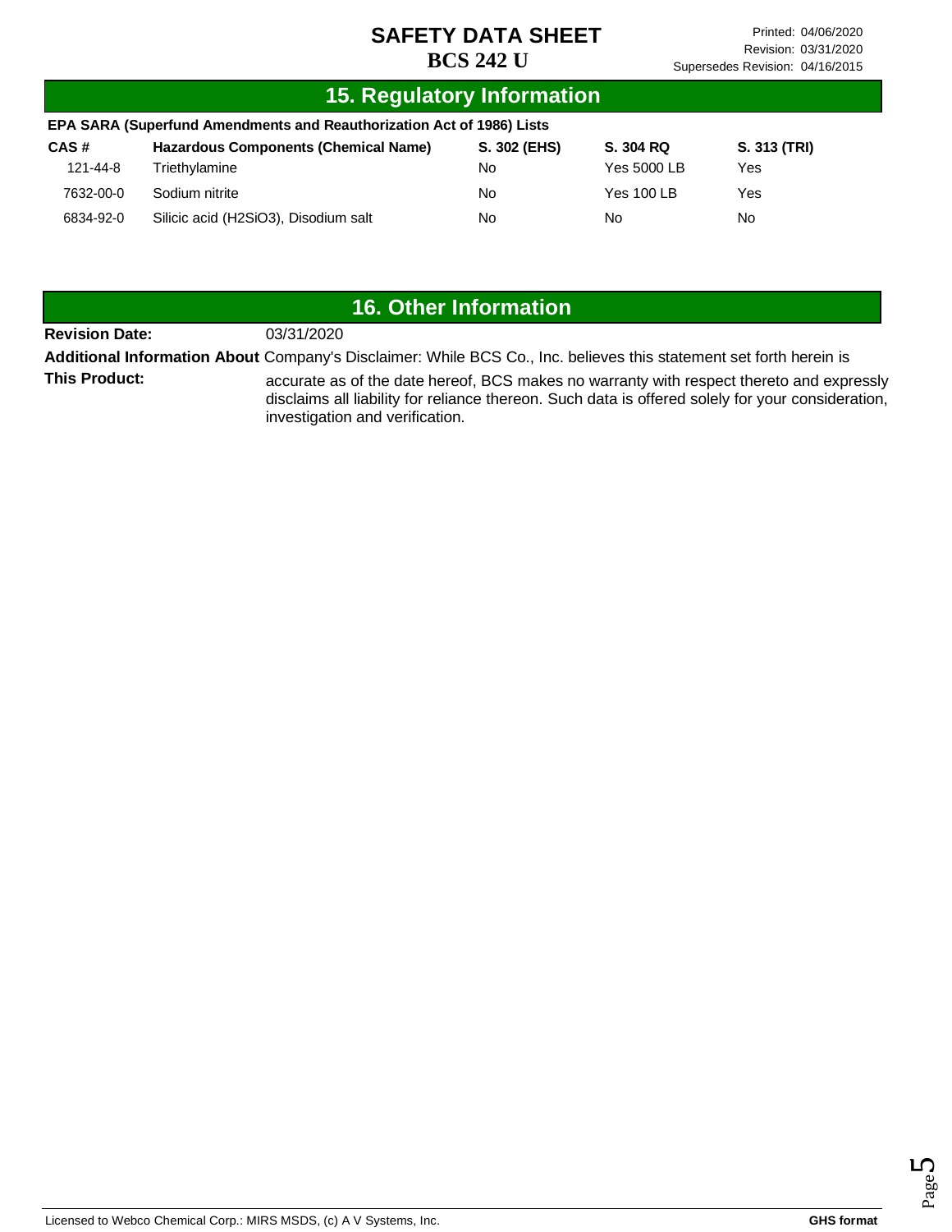## 15. Regulatory Information

**EPA SARA (Superfund Amendments and Reauthorization Act of 1986) Lists**

| CAS # | Hazardous Components (Chemical Name) | S. 302 (EHS) | S. 304 RQ | S. 313 (TRI) |
| --- | --- | --- | --- | --- |
| 121-44-8 | Triethylamine | No | Yes 5000 LB | Yes |
| 7632-00-0 | Sodium nitrite | No | Yes 100 LB | Yes |
| 6834-92-0 | Silicic acid (H2SiO3), Disodium salt | No | No | No |

## 16. Other Information

**Revision Date:** 03/31/2020

**Additional Information About This Product:** Company's Disclaimer: While BCS Co., Inc. believes this statement set forth herein is accurate as of the date hereof, BCS makes no warranty with respect thereto and expressly disclaims all liability for reliance thereon. Such data is offered solely for your consideration, investigation and verification.